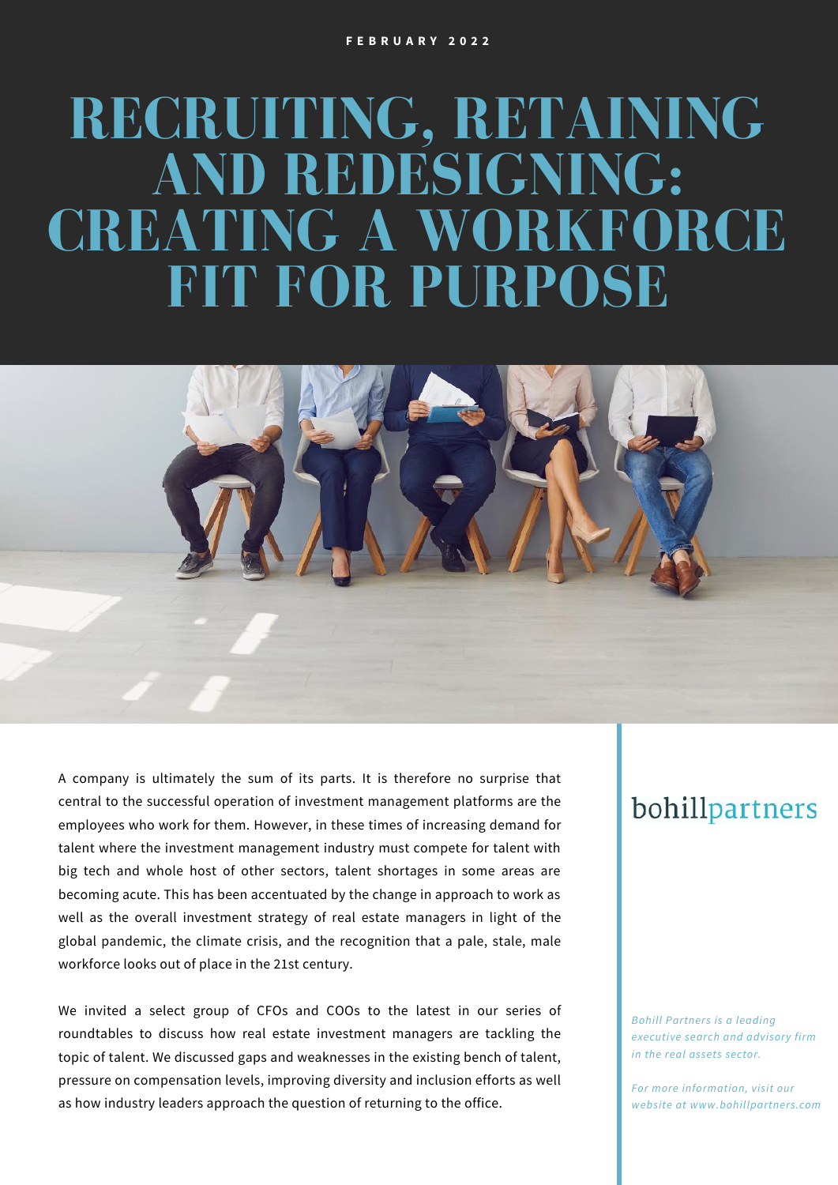FEBRUARY 2022

# RECRUITING, RETAINING AND REDESIGNING: CREATING A WORKFORCE FIT FOR PURPOSE

A company is ultimately the sum of its parts. It is therefore no surprise that central to the successful operation of investment management platforms are the employees who work for them. However, in these times of increasing demand for talent where the investment management industry must compete for talent with big tech and whole host of other sectors, talent shortages in some areas are becoming acute. This has been accentuated by the change in approach to work as well as the overall investment strategy of real estate managers in light of the global pandemic, the climate crisis, and the recognition that a pale, stale, male workforce looks out of place in the 21st century.

We invited a select group of CFOs and COOs to the latest in our series of roundtables to discuss how real estate investment managers are tackling the topic of talent. We discussed gaps and weaknesses in the existing bench of talent, pressure on compensation levels, improving diversity and inclusion efforts as well as how industry leaders approach the question of returning to the office.

bohillpartners

*Bohill Partners is a leading executive search and advisory firm in the real assets sector.*

*For more information, visit our website at www.bohillpartners.com*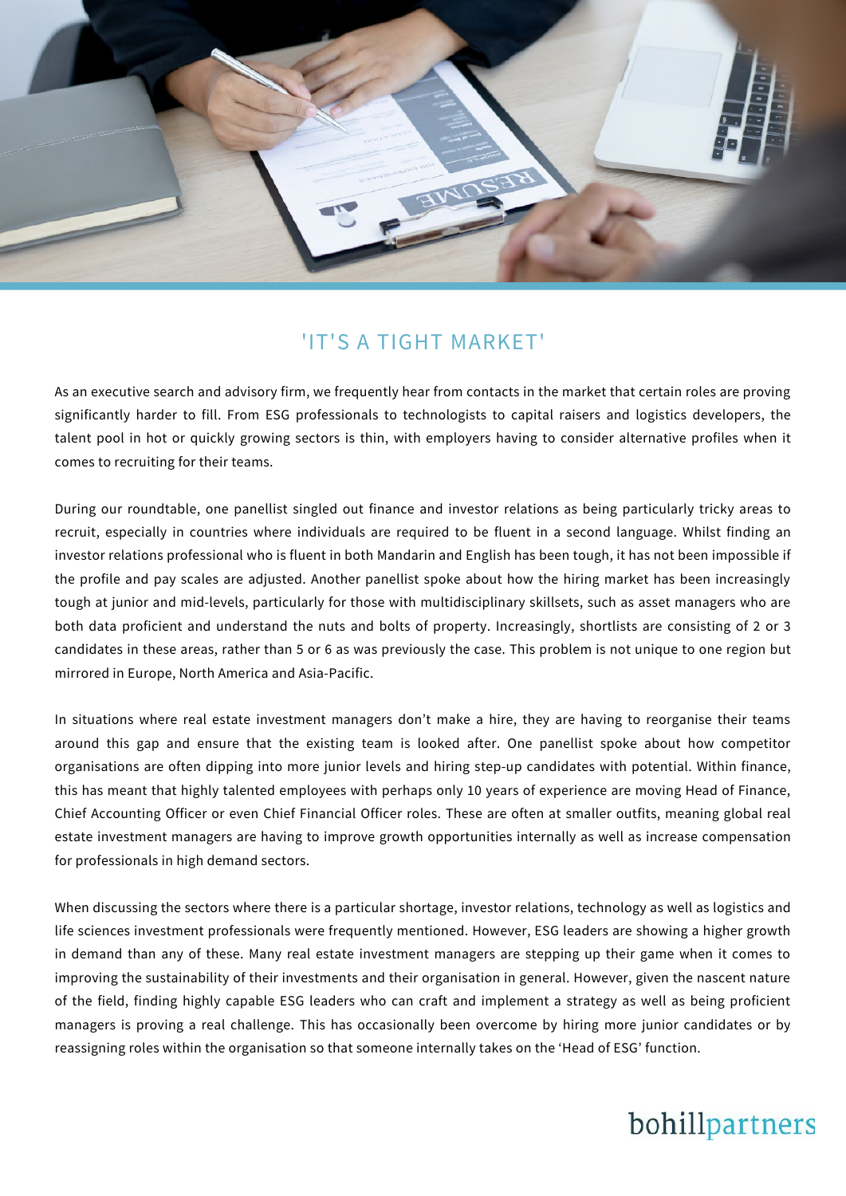## 'IT'S A TIGHT MARKET'

As an executive search and advisory firm, we frequently hear from contacts in the market that certain roles are proving significantly harder to fill. From ESG professionals to technologists to capital raisers and logistics developers, the talent pool in hot or quickly growing sectors is thin, with employers having to consider alternative profiles when it comes to recruiting for their teams.

During our roundtable, one panellist singled out finance and investor relations as being particularly tricky areas to recruit, especially in countries where individuals are required to be fluent in a second language. Whilst finding an investor relations professional who is fluent in both Mandarin and English has been tough, it has not been impossible if the profile and pay scales are adjusted. Another panellist spoke about how the hiring market has been increasingly tough at junior and mid-levels, particularly for those with multidisciplinary skillsets, such as asset managers who are both data proficient and understand the nuts and bolts of property. Increasingly, shortlists are consisting of 2 or 3 candidates in these areas, rather than 5 or 6 as was previously the case. This problem is not unique to one region but mirrored in Europe, North America and Asia-Pacific.

In situations where real estate investment managers don't make a hire, they are having to reorganise their teams around this gap and ensure that the existing team is looked after. One panellist spoke about how competitor organisations are often dipping into more junior levels and hiring step-up candidates with potential. Within finance, this has meant that highly talented employees with perhaps only 10 years of experience are moving Head of Finance, Chief Accounting Officer or even Chief Financial Officer roles. These are often at smaller outfits, meaning global real estate investment managers are having to improve growth opportunities internally as well as increase compensation for professionals in high demand sectors.

When discussing the sectors where there is a particular shortage, investor relations, technology as well as logistics and life sciences investment professionals were frequently mentioned. However, ESG leaders are showing a higher growth in demand than any of these. Many real estate investment managers are stepping up their game when it comes to improving the sustainability of their investments and their organisation in general. However, given the nascent nature of the field, finding highly capable ESG leaders who can craft and implement a strategy as well as being proficient managers is proving a real challenge. This has occasionally been overcome by hiring more junior candidates or by reassigning roles within the organisation so that someone internally takes on the 'Head of ESG' function.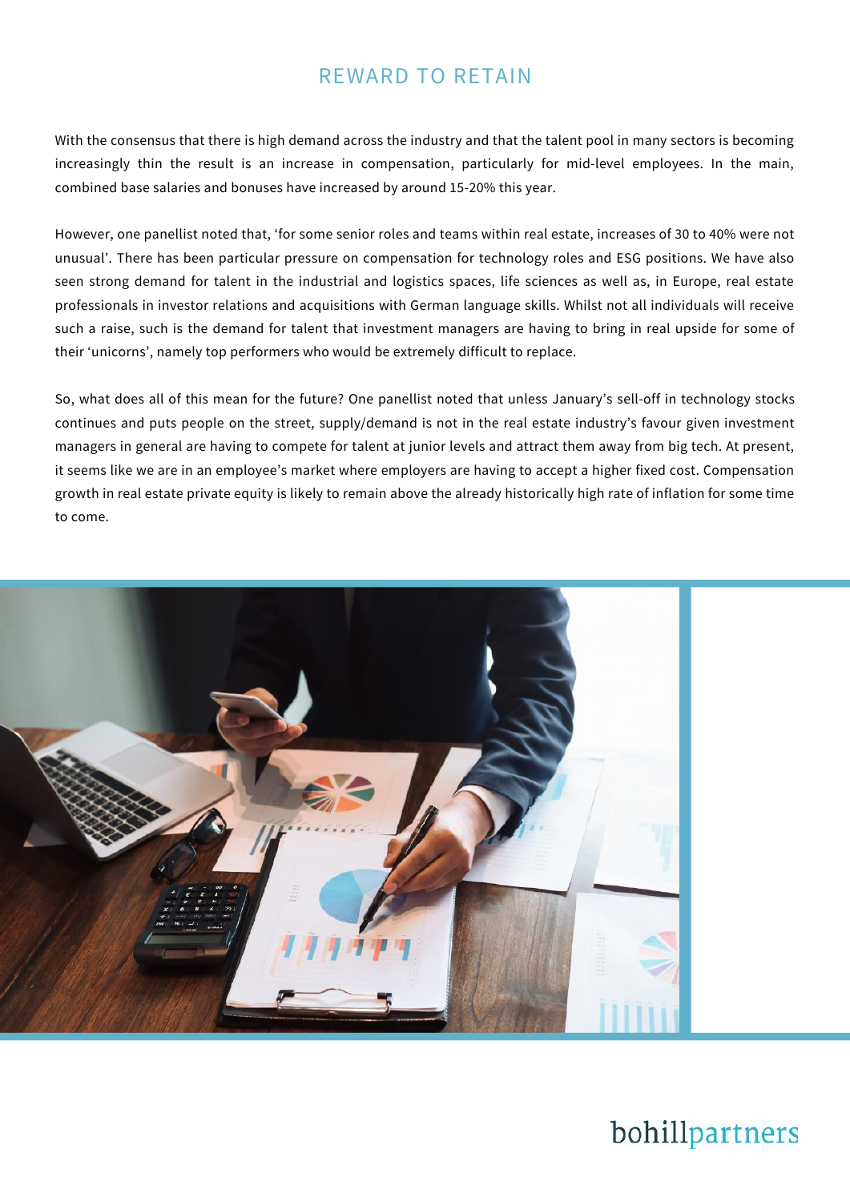# REWARD TO RETAIN

With the consensus that there is high demand across the industry and that the talent pool in many sectors is becoming increasingly thin the result is an increase in compensation, particularly for mid-level employees. In the main, combined base salaries and bonuses have increased by around 15-20% this year.

However, one panellist noted that, 'for some senior roles and teams within real estate, increases of 30 to 40% were not unusual'. There has been particular pressure on compensation for technology roles and ESG positions. We have also seen strong demand for talent in the industrial and logistics spaces, life sciences as well as, in Europe, real estate professionals in investor relations and acquisitions with German language skills. Whilst not all individuals will receive such a raise, such is the demand for talent that investment managers are having to bring in real upside for some of their 'unicorns', namely top performers who would be extremely difficult to replace.

So, what does all of this mean for the future? One panellist noted that unless January's sell-off in technology stocks continues and puts people on the street, supply/demand is not in the real estate industry's favour given investment managers in general are having to compete for talent at junior levels and attract them away from big tech. At present, it seems like we are in an employee's market where employers are having to accept a higher fixed cost. Compensation growth in real estate private equity is likely to remain above the already historically high rate of inflation for some time to come.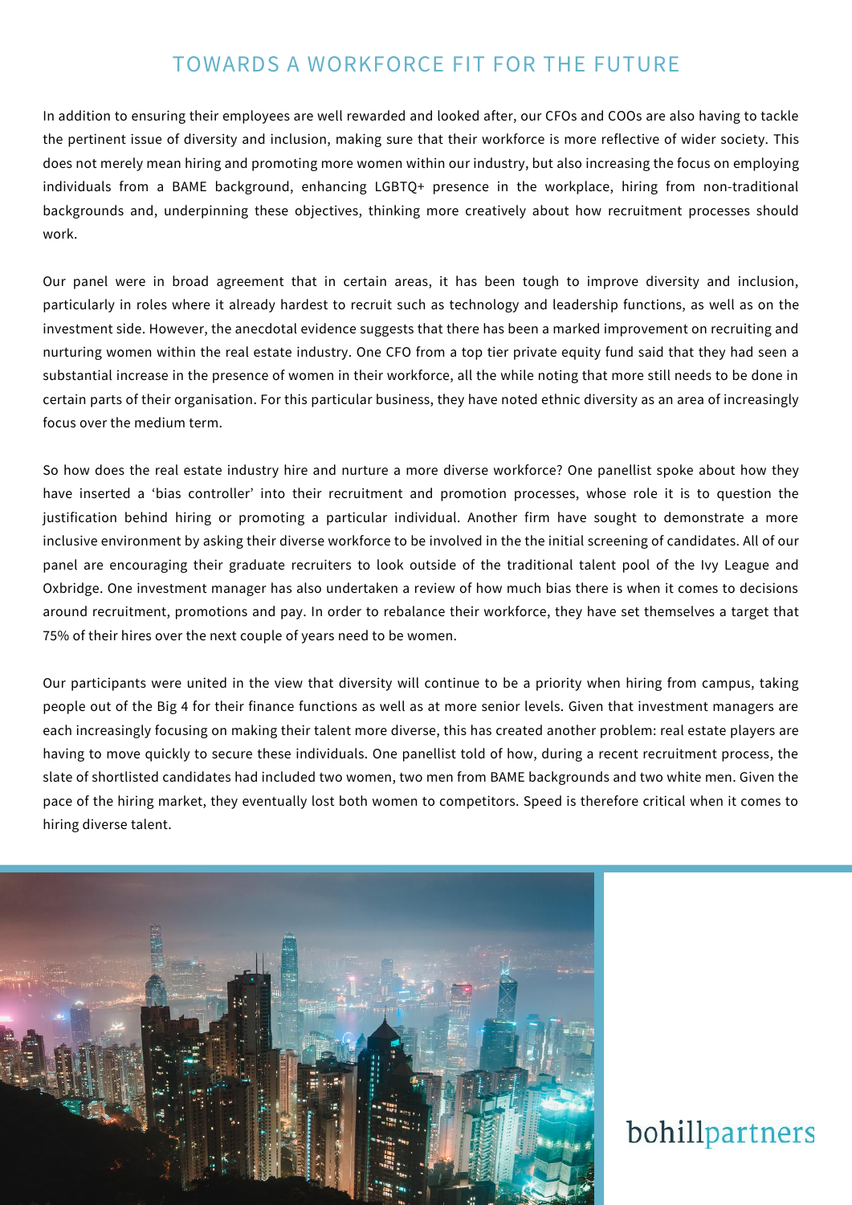# TOWARDS A WORKFORCE FIT FOR THE FUTURE

In addition to ensuring their employees are well rewarded and looked after, our CFOs and COOs are also having to tackle the pertinent issue of diversity and inclusion, making sure that their workforce is more reflective of wider society. This does not merely mean hiring and promoting more women within our industry, but also increasing the focus on employing individuals from a BAME background, enhancing LGBTQ+ presence in the workplace, hiring from non-traditional backgrounds and, underpinning these objectives, thinking more creatively about how recruitment processes should work.

Our panel were in broad agreement that in certain areas, it has been tough to improve diversity and inclusion, particularly in roles where it already hardest to recruit such as technology and leadership functions, as well as on the investment side. However, the anecdotal evidence suggests that there has been a marked improvement on recruiting and nurturing women within the real estate industry. One CFO from a top tier private equity fund said that they had seen a substantial increase in the presence of women in their workforce, all the while noting that more still needs to be done in certain parts of their organisation. For this particular business, they have noted ethnic diversity as an area of increasingly focus over the medium term.

So how does the real estate industry hire and nurture a more diverse workforce? One panellist spoke about how they have inserted a 'bias controller' into their recruitment and promotion processes, whose role it is to question the justification behind hiring or promoting a particular individual. Another firm have sought to demonstrate a more inclusive environment by asking their diverse workforce to be involved in the the initial screening of candidates. All of our panel are encouraging their graduate recruiters to look outside of the traditional talent pool of the Ivy League and Oxbridge. One investment manager has also undertaken a review of how much bias there is when it comes to decisions around recruitment, promotions and pay. In order to rebalance their workforce, they have set themselves a target that 75% of their hires over the next couple of years need to be women.

Our participants were united in the view that diversity will continue to be a priority when hiring from campus, taking people out of the Big 4 for their finance functions as well as at more senior levels. Given that investment managers are each increasingly focusing on making their talent more diverse, this has created another problem: real estate players are having to move quickly to secure these individuals. One panellist told of how, during a recent recruitment process, the slate of shortlisted candidates had included two women, two men from BAME backgrounds and two white men. Given the pace of the hiring market, they eventually lost both women to competitors. Speed is therefore critical when it comes to hiring diverse talent.

bohillpartners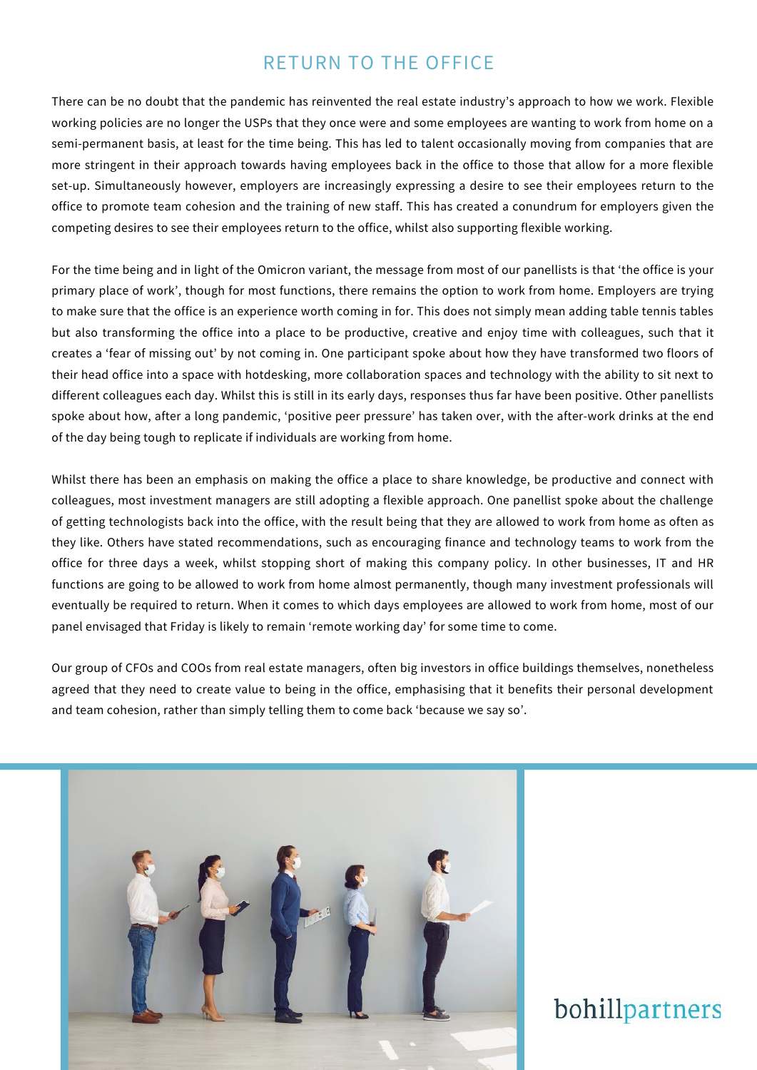# RETURN TO THE OFFICE

There can be no doubt that the pandemic has reinvented the real estate industry's approach to how we work. Flexible working policies are no longer the USPs that they once were and some employees are wanting to work from home on a semi-permanent basis, at least for the time being. This has led to talent occasionally moving from companies that are more stringent in their approach towards having employees back in the office to those that allow for a more flexible set-up. Simultaneously however, employers are increasingly expressing a desire to see their employees return to the office to promote team cohesion and the training of new staff. This has created a conundrum for employers given the competing desires to see their employees return to the office, whilst also supporting flexible working.

For the time being and in light of the Omicron variant, the message from most of our panellists is that 'the office is your primary place of work', though for most functions, there remains the option to work from home. Employers are trying to make sure that the office is an experience worth coming in for. This does not simply mean adding table tennis tables but also transforming the office into a place to be productive, creative and enjoy time with colleagues, such that it creates a 'fear of missing out' by not coming in. One participant spoke about how they have transformed two floors of their head office into a space with hotdesking, more collaboration spaces and technology with the ability to sit next to different colleagues each day. Whilst this is still in its early days, responses thus far have been positive. Other panellists spoke about how, after a long pandemic, 'positive peer pressure' has taken over, with the after-work drinks at the end of the day being tough to replicate if individuals are working from home.

Whilst there has been an emphasis on making the office a place to share knowledge, be productive and connect with colleagues, most investment managers are still adopting a flexible approach. One panellist spoke about the challenge of getting technologists back into the office, with the result being that they are allowed to work from home as often as they like. Others have stated recommendations, such as encouraging finance and technology teams to work from the office for three days a week, whilst stopping short of making this company policy. In other businesses, IT and HR functions are going to be allowed to work from home almost permanently, though many investment professionals will eventually be required to return. When it comes to which days employees are allowed to work from home, most of our panel envisaged that Friday is likely to remain 'remote working day' for some time to come.

Our group of CFOs and COOs from real estate managers, often big investors in office buildings themselves, nonetheless agreed that they need to create value to being in the office, emphasising that it benefits their personal development and team cohesion, rather than simply telling them to come back 'because we say so'.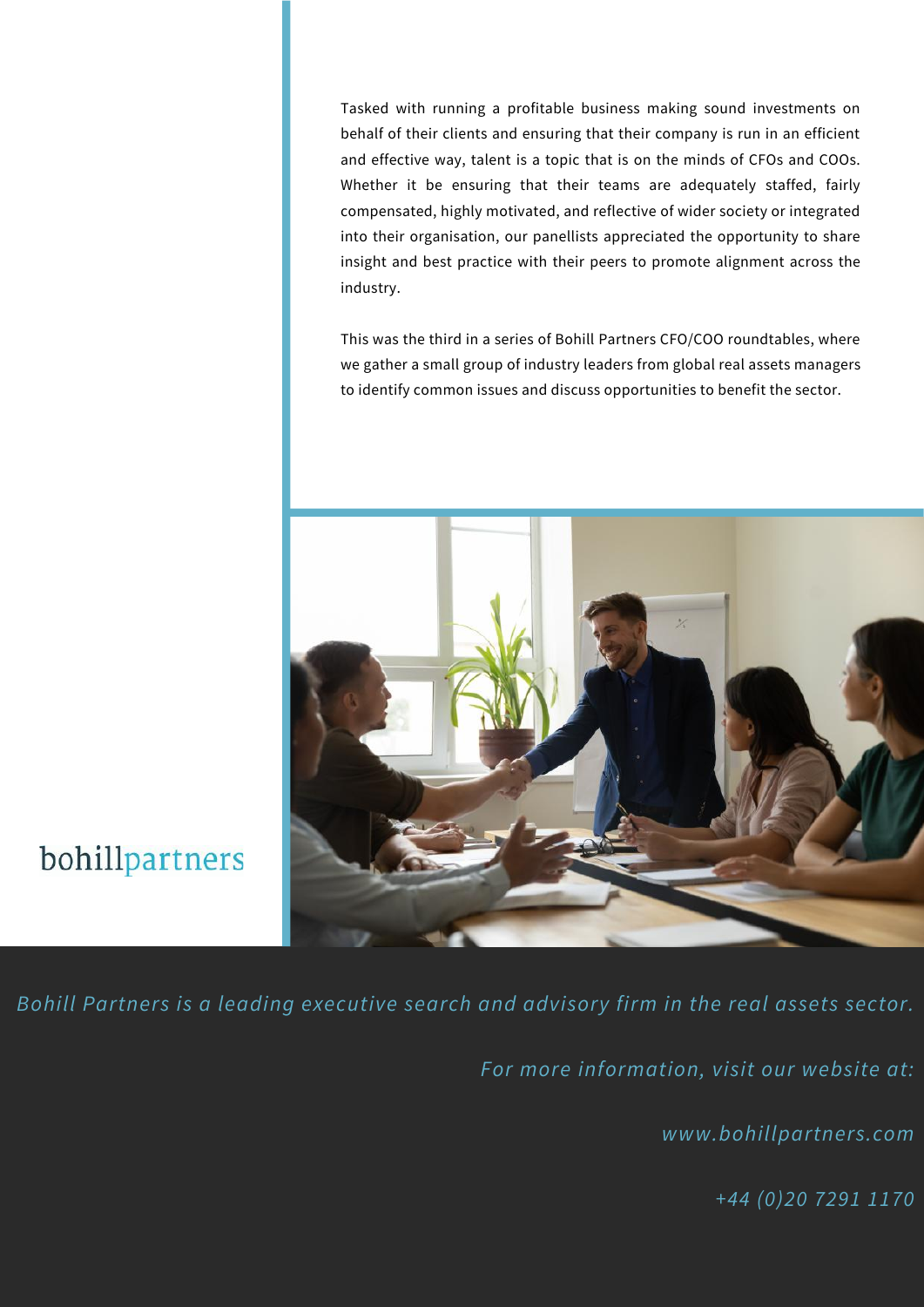Tasked with running a profitable business making sound investments on behalf of their clients and ensuring that their company is run in an efficient and effective way, talent is a topic that is on the minds of CFOs and COOs. Whether it be ensuring that their teams are adequately staffed, fairly compensated, highly motivated, and reflective of wider society or integrated into their organisation, our panellists appreciated the opportunity to share insight and best practice with their peers to promote alignment across the industry.

This was the third in a series of Bohill Partners CFO/COO roundtables, where we gather a small group of industry leaders from global real assets managers to identify common issues and discuss opportunities to benefit the sector.

bohillpartners

*Bohill Partners is a leading executive search and advisory firm in the real assets sector.*

*For more information, visit our website at:*

*www.bohillpartners.com*

*+44 (0)20 7291 1170*